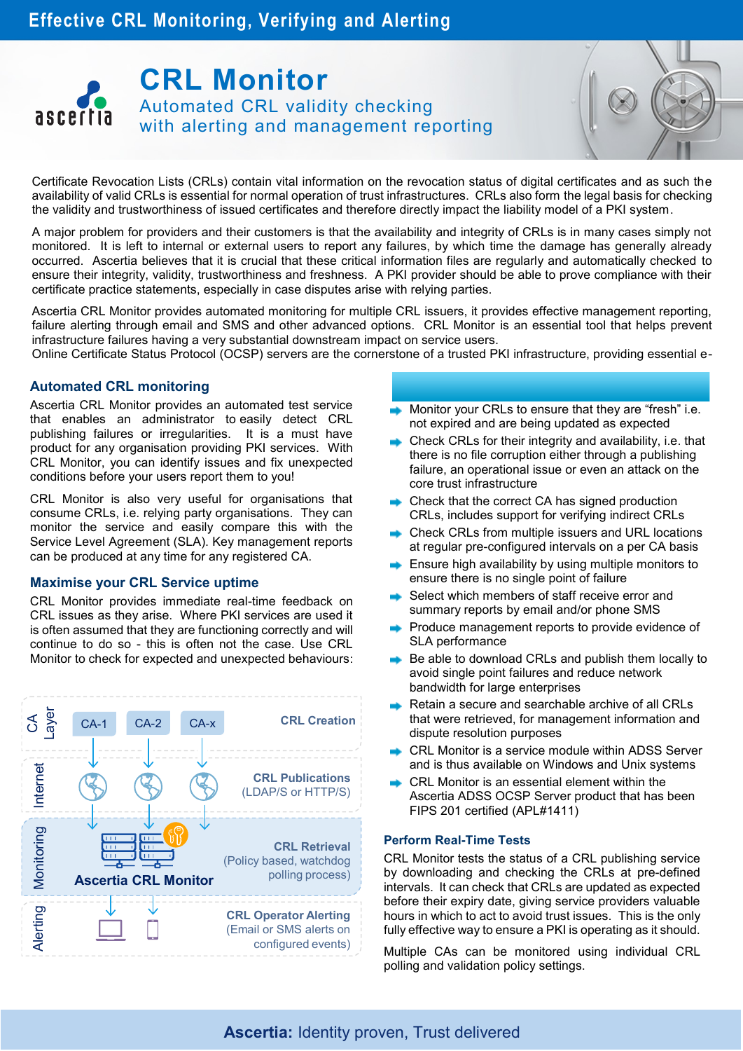# CRL Monitor

## Automated CRL validity checking with alerting and management reporting

Certificate Revocation Lists (CRLs) contain vital information on the revocation status of digital certificates and as such the availability of valid CRLs is essential for normal operation of trust infrastructures. CRLs also form the legal basis for checking the validity and trustworthiness of issued certificates and therefore directly impact the liability model of a PKI system.

A major problem for providers and their customers is that the availability and integrity of CRLs is in many cases simply not monitored. It is left to internal or external users to report any failures, by which time the damage has generally already occurred. Ascertia believes that it is crucial that these critical information files are regularly and automatically checked to ensure their integrity, validity, trustworthiness and freshness. A PKI provider should be able to prove compliance with their certificate practice statements, especially in case disputes arise with relying parties.

Ascertia CRL Monitor provides automated monitoring for multiple CRL issuers, it provides effective management reporting, failure alerting through email and SMS and other advanced options. CRL Monitor is an essential tool that helps prevent infrastructure failures having a very substantial downstream impact on service users.
Online Certificate Status Protocol (OCSP) servers are the cornerstone of a trusted PKI infrastructure, providing essential e-

### Automated CRL monitoring

Ascertia CRL Monitor provides an automated test service that enables an administrator to easily detect CRL publishing failures or irregularities. It is a must have product for any organisation providing PKI services. With CRL Monitor, you can identify issues and fix unexpected conditions before your users report them to you!

CRL Monitor is also very useful for organisations that consume CRLs, i.e. relying party organisations. They can monitor the service and easily compare this with the Service Level Agreement (SLA). Key management reports can be produced at any time for any registered CA.

### Maximise your CRL Service uptime

CRL Monitor provides immediate real-time feedback on CRL issues as they arise. Where PKI services are used it is often assumed that they are functioning correctly and will continue to do so - this is often not the case. Use CRL Monitor to check for expected and unexpected behaviours:

- CA Layer: CA-1, CA-2, CA-x — **CRL Creation**
- Internet: **CRL Publications** (LDAP/S or HTTP/S)
- Monitoring: **Ascertia CRL Monitor** — **CRL Retrieval** (Policy based, watchdog polling process)
- Alerting: **CRL Operator Alerting** (Email or SMS alerts on configured events)

- Monitor your CRLs to ensure that they are "fresh" i.e. not expired and are being updated as expected
- Check CRLs for their integrity and availability, i.e. that there is no file corruption either through a publishing failure, an operational issue or even an attack on the core trust infrastructure
- Check that the correct CA has signed production CRLs, includes support for verifying indirect CRLs
- Check CRLs from multiple issuers and URL locations at regular pre-configured intervals on a per CA basis
- Ensure high availability by using multiple monitors to ensure there is no single point of failure
- Select which members of staff receive error and summary reports by email and/or phone SMS
- Produce management reports to provide evidence of SLA performance
- Be able to download CRLs and publish them locally to avoid single point failures and reduce network bandwidth for large enterprises
- Retain a secure and searchable archive of all CRLs that were retrieved, for management information and dispute resolution purposes
- CRL Monitor is a service module within ADSS Server and is thus available on Windows and Unix systems
- CRL Monitor is an essential element within the Ascertia ADSS OCSP Server product that has been FIPS 201 certified (APL#1411)

### Perform Real-Time Tests

CRL Monitor tests the status of a CRL publishing service by downloading and checking the CRLs at pre-defined intervals. It can check that CRLs are updated as expected before their expiry date, giving service providers valuable hours in which to act to avoid trust issues. This is the only fully effective way to ensure a PKI is operating as it should.

Multiple CAs can be monitored using individual CRL polling and validation policy settings.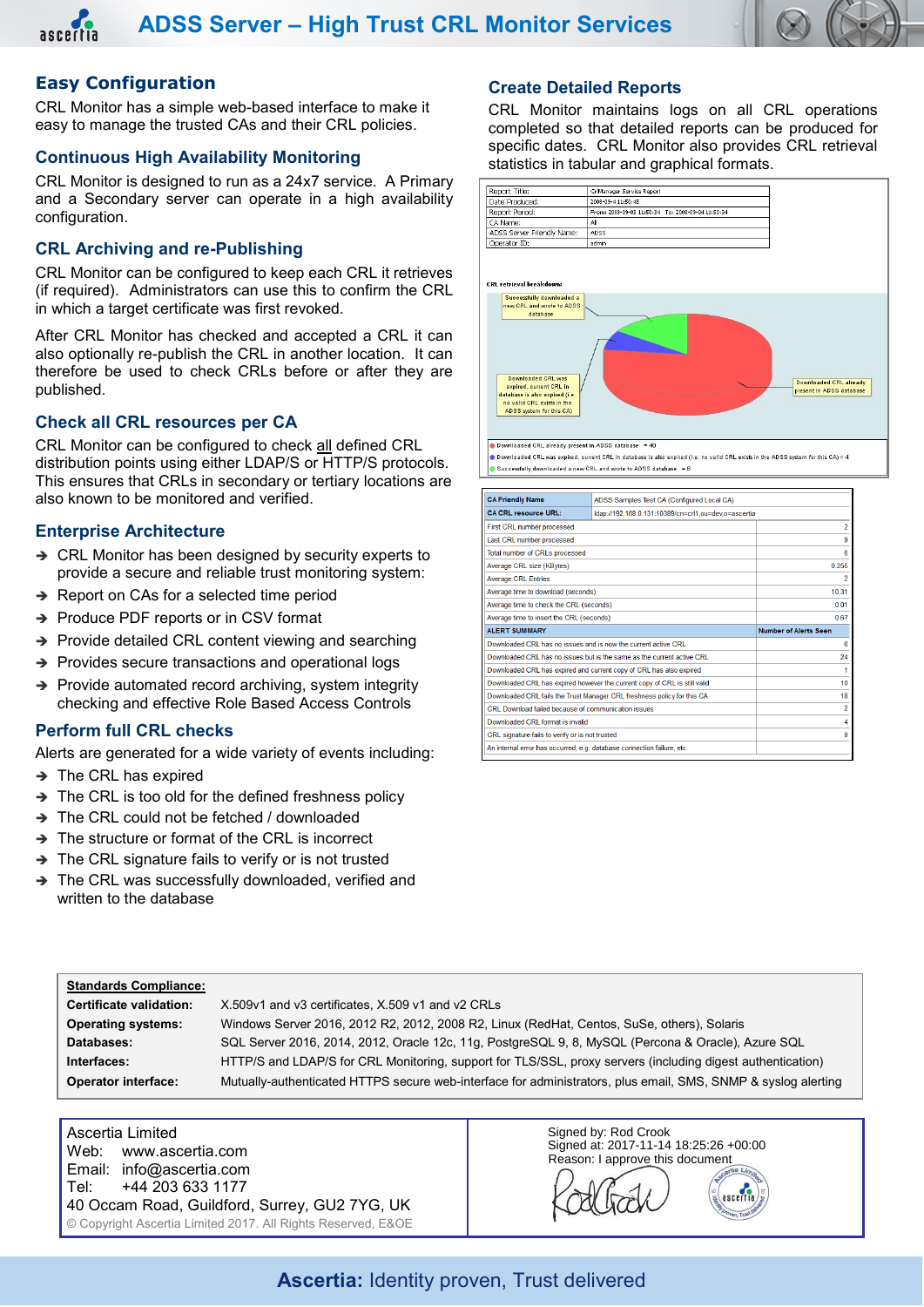## Easy Configuration

CRL Monitor has a simple web-based interface to make it easy to manage the trusted CAs and their CRL policies.

## Continuous High Availability Monitoring

CRL Monitor is designed to run as a 24x7 service. A Primary and a Secondary server can operate in a high availability configuration.

## CRL Archiving and re-Publishing

CRL Monitor can be configured to keep each CRL it retrieves (if required). Administrators can use this to confirm the CRL in which a target certificate was first revoked.

After CRL Monitor has checked and accepted a CRL it can also optionally re-publish the CRL in another location. It can therefore be used to check CRLs before or after they are published.

## Check all CRL resources per CA

CRL Monitor can be configured to check all defined CRL distribution points using either LDAP/S or HTTP/S protocols. This ensures that CRLs in secondary or tertiary locations are also known to be monitored and verified.

## Enterprise Architecture

- CRL Monitor has been designed by security experts to provide a secure and reliable trust monitoring system:
- Report on CAs for a selected time period
- Produce PDF reports or in CSV format
- Provide detailed CRL content viewing and searching
- Provides secure transactions and operational logs
- Provide automated record archiving, system integrity checking and effective Role Based Access Controls

## Perform full CRL checks

Alerts are generated for a wide variety of events including:

- The CRL has expired
- The CRL is too old for the defined freshness policy
- The CRL could not be fetched / downloaded
- The structure or format of the CRL is incorrect
- The CRL signature fails to verify or is not trusted
- The CRL was successfully downloaded, verified and written to the database

## Create Detailed Reports

CRL Monitor maintains logs on all CRL operations completed so that detailed reports can be produced for specific dates. CRL Monitor also provides CRL retrieval statistics in tabular and graphical formats.

| | |
|---|---|
| Report Title: | CrlManager Service Report |
| Date Produced: | 2008-09-4 11:50:45 |
| Report Period: | From: 2008-09-03 11:50:34 To: 2008-09-04 11:50:34 |
| CA Name: | All |
| ADSS Server Friendly Name: | ADSS |
| Operator ID: | admin |

CRL retrieval breakdown:

Successfully downloaded a new CRL and wrote to ADSS database

Downloaded CRL was expired, current CRL in database is also expired (i.e. no valid CRL exists in the ADSS system for this CA)

Downloaded CRL already present in ADSS database

Downloaded CRL already present in ADSS database = 40

Downloaded CRL was expired, current CRL in database is also expired (i.e. no valid CRL exists in the ADSS system for this CA) = 4

Successfully downloaded a new CRL and wrote to ADSS database = 8

| | |
|---|---|
| CA Friendly Name | ADSS Samples Test CA (Configured Local CA) |
| CA CRL resource URL: | ldap://192.168.0.131:10389/cn=crl1,ou=dev,o=ascertia |
| First CRL number processed | 2 |
| Last CRL number processed | 9 |
| Total number of CRLs processed | 6 |
| Average CRL size (KBytes) | 0.255 |
| Average CRL Entries | 2 |
| Average time to download (seconds) | 10.31 |
| Average time to check the CRL (seconds) | 0.01 |
| Average time to insert the CRL (seconds) | 0.67 |
| **ALERT SUMMARY** | **Number of Alerts Seen** |
| Downloaded CRL has no issues and is now the current active CRL | 6 |
| Downloaded CRL has no issues but is the same as the current active CRL | 24 |
| Downloaded CRL has expired and current copy of CRL has also expired | 1 |
| Downloaded CRL has expired however the current copy of CRL is still valid | 10 |
| Downloaded CRL fails the Trust Manager CRL freshness policy for this CA | 18 |
| CRL Download failed because of communication issues | 2 |
| Downloaded CRL format is invalid | 4 |
| CRL signature fails to verify or is not trusted | 8 |
| An internal error has occurred, e.g. database connection failure, etc. | |

| **Standards Compliance:** | |
|---|---|
| **Certificate validation:** | X.509v1 and v3 certificates, X.509 v1 and v2 CRLs |
| **Operating systems:** | Windows Server 2016, 2012 R2, 2012, 2008 R2, Linux (RedHat, Centos, SuSe, others), Solaris |
| **Databases:** | SQL Server 2016, 2014, 2012, Oracle 12c, 11g, PostgreSQL 9, 8, MySQL (Percona & Oracle), Azure SQL |
| **Interfaces:** | HTTP/S and LDAP/S for CRL Monitoring, support for TLS/SSL, proxy servers (including digest authentication) |
| **Operator interface:** | Mutually-authenticated HTTPS secure web-interface for administrators, plus email, SMS, SNMP & syslog alerting |

Ascertia Limited
Web: www.ascertia.com
Email: info@ascertia.com
Tel: +44 203 633 1177
40 Occam Road, Guildford, Surrey, GU2 7YG, UK
© Copyright Ascertia Limited 2017. All Rights Reserved, E&OE

Signed by: Rod Crook
Signed at: 2017-11-14 18:25:26 +00:00
Reason: I approve this document

**Ascertia:** Identity proven, Trust delivered